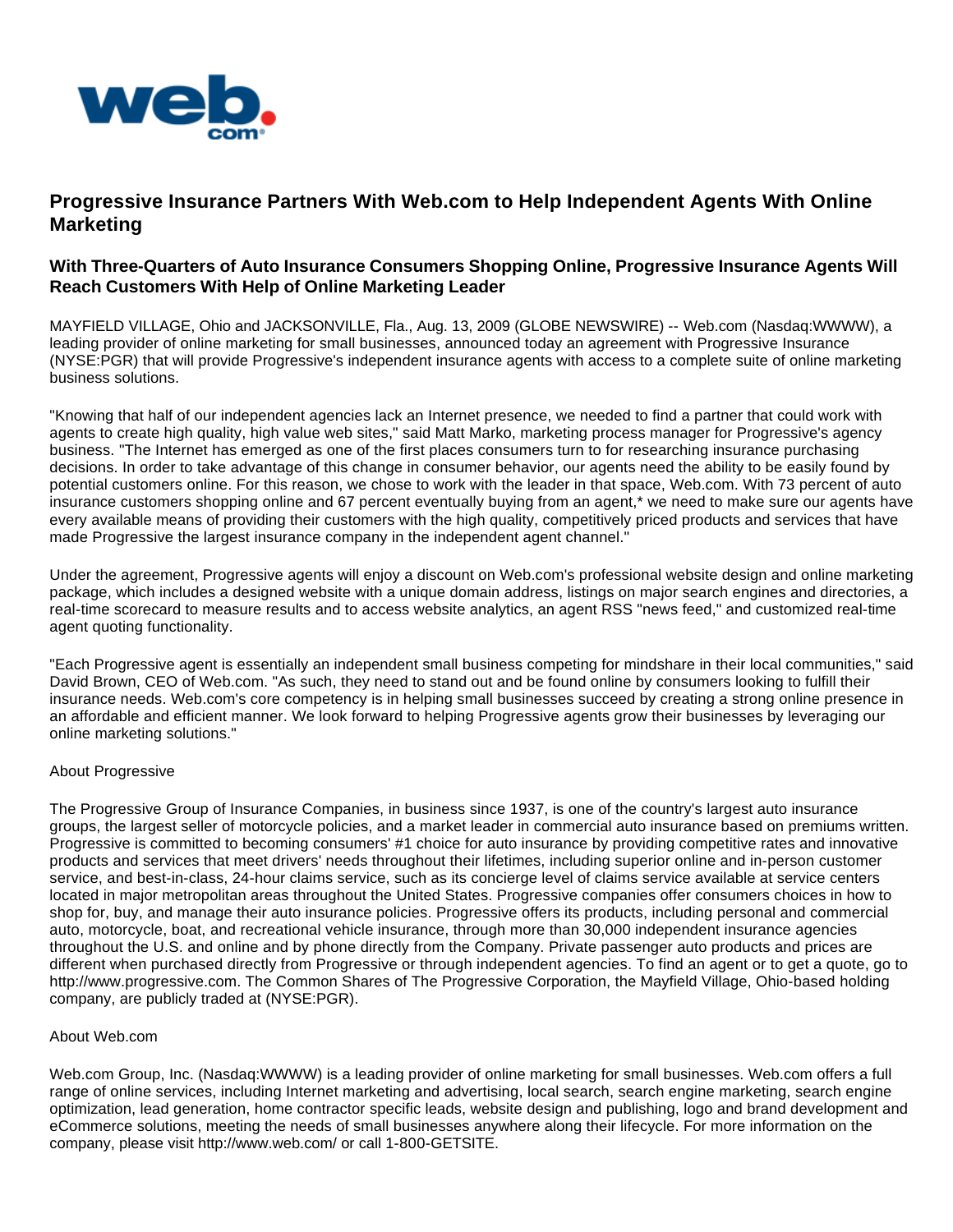# Progressive Insurance Partners With Web.com to Help Independent Agents With Online Marketing

## With Three-Quarters of Auto Insurance Consumers Shopping Online, Progressive Insurance Agents Will Reach Customers With Help of Online Marketing Leader

MAYFIELD VILLAGE, Ohio and JACKSONVILLE, Fla., Aug. 13, 2009 (GLOBE NEWSWIRE) -- Web.com (Nasdaq:WWWW), a leading provider of online marketing for small businesses, announced today an agreement with Progressive Insurance (NYSE:PGR) that will provide Progressive's independent insurance agents with access to a complete suite of online marketing business solutions.

"Knowing that half of our independent agencies lack an Internet presence, we needed to find a partner that could work with agents to create high quality, high value web sites," said Matt Marko, marketing process manager for Progressive's agency business. "The Internet has emerged as one of the first places consumers turn to for researching insurance purchasing decisions. In order to take advantage of this change in consumer behavior, our agents need the ability to be easily found by potential customers online. For this reason, we chose to work with the leader in that space, Web.com. With 73 percent of auto insurance customers shopping online and 67 percent eventually buying from an agent,* we need to make sure our agents have every available means of providing their customers with the high quality, competitively priced products and services that have made Progressive the largest insurance company in the independent agent channel."

Under the agreement, Progressive agents will enjoy a discount on Web.com's professional website design and online marketing package, which includes a designed website with a unique domain address, listings on major search engines and directories, a real-time scorecard to measure results and to access website analytics, an agent RSS "news feed," and customized real-time agent quoting functionality.

"Each Progressive agent is essentially an independent small business competing for mindshare in their local communities," said David Brown, CEO of Web.com. "As such, they need to stand out and be found online by consumers looking to fulfill their insurance needs. Web.com's core competency is in helping small businesses succeed by creating a strong online presence in an affordable and efficient manner. We look forward to helping Progressive agents grow their businesses by leveraging our online marketing solutions."

About Progressive

The Progressive Group of Insurance Companies, in business since 1937, is one of the country's largest auto insurance groups, the largest seller of motorcycle policies, and a market leader in commercial auto insurance based on premiums written. Progressive is committed to becoming consumers' #1 choice for auto insurance by providing competitive rates and innovative products and services that meet drivers' needs throughout their lifetimes, including superior online and in-person customer service, and best-in-class, 24-hour claims service, such as its concierge level of claims service available at service centers located in major metropolitan areas throughout the United States. Progressive companies offer consumers choices in how to shop for, buy, and manage their auto insurance policies. Progressive offers its products, including personal and commercial auto, motorcycle, boat, and recreational vehicle insurance, through more than 30,000 independent insurance agencies throughout the U.S. and online and by phone directly from the Company. Private passenger auto products and prices are different when purchased directly from Progressive or through independent agencies. To find an agent or to get a quote, go to http://www.progressive.com. The Common Shares of The Progressive Corporation, the Mayfield Village, Ohio-based holding company, are publicly traded at (NYSE:PGR).

About Web.com

Web.com Group, Inc. (Nasdaq:WWWW) is a leading provider of online marketing for small businesses. Web.com offers a full range of online services, including Internet marketing and advertising, local search, search engine marketing, search engine optimization, lead generation, home contractor specific leads, website design and publishing, logo and brand development and eCommerce solutions, meeting the needs of small businesses anywhere along their lifecycle. For more information on the company, please visit http://www.web.com/ or call 1-800-GETSITE.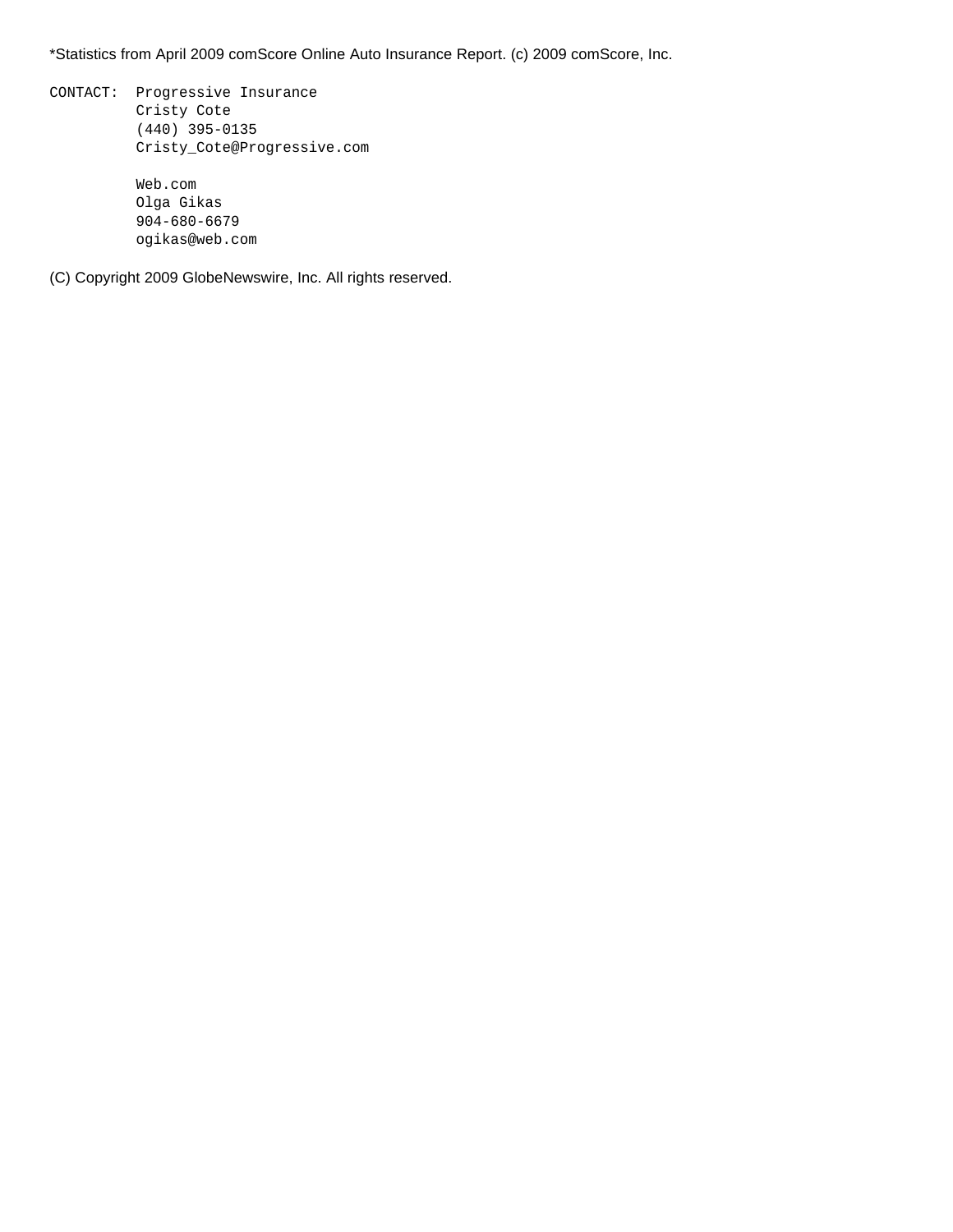*Statistics from April 2009 comScore Online Auto Insurance Report. (c) 2009 comScore, Inc.

```
CONTACT:  Progressive Insurance
          Cristy Cote
          (440) 395-0135
          Cristy_Cote@Progressive.com

          Web.com
          Olga Gikas
          904-680-6679
          ogikas@web.com
```

(C) Copyright 2009 GlobeNewswire, Inc. All rights reserved.